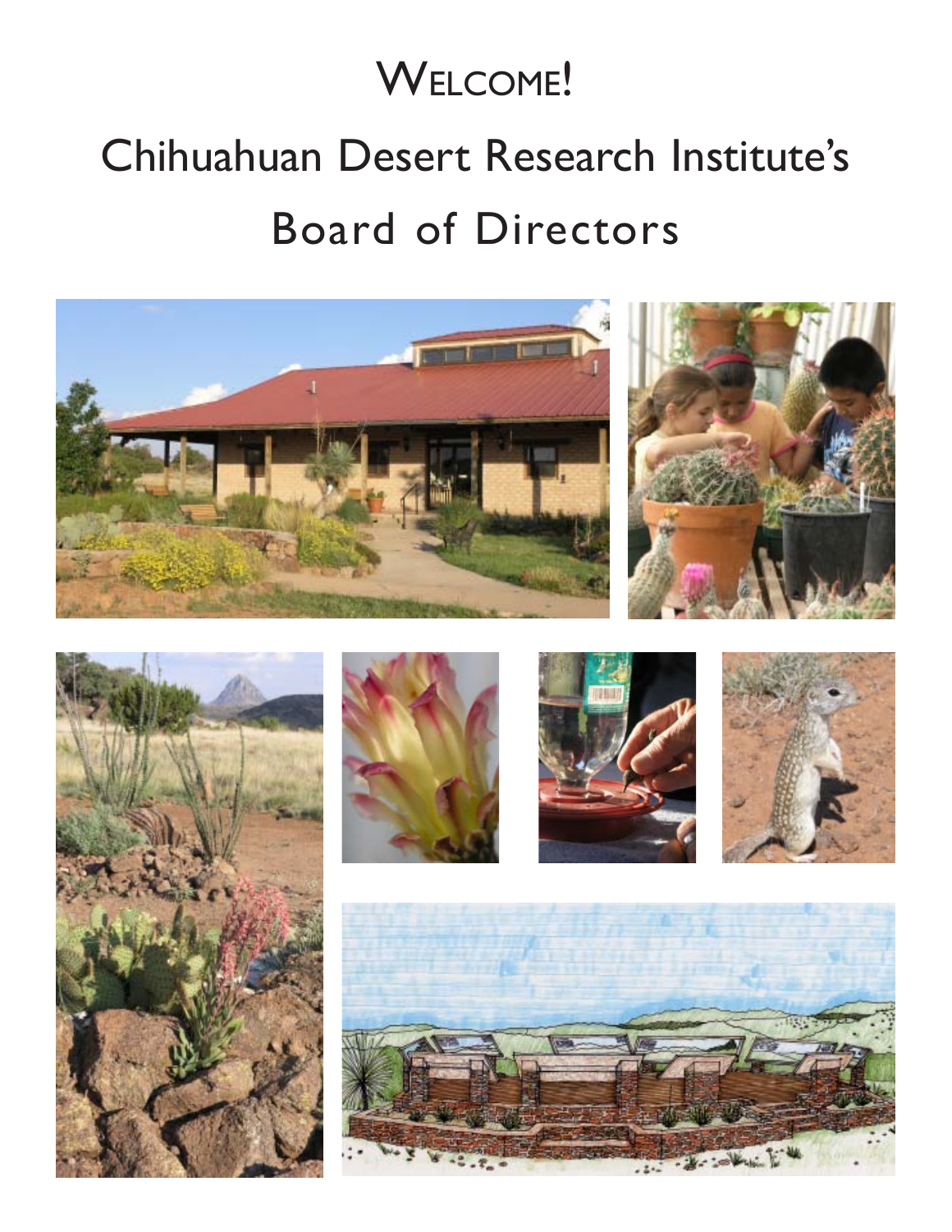# Welcome!

# Chihuahuan Desert Research Institute's

# Board of Directors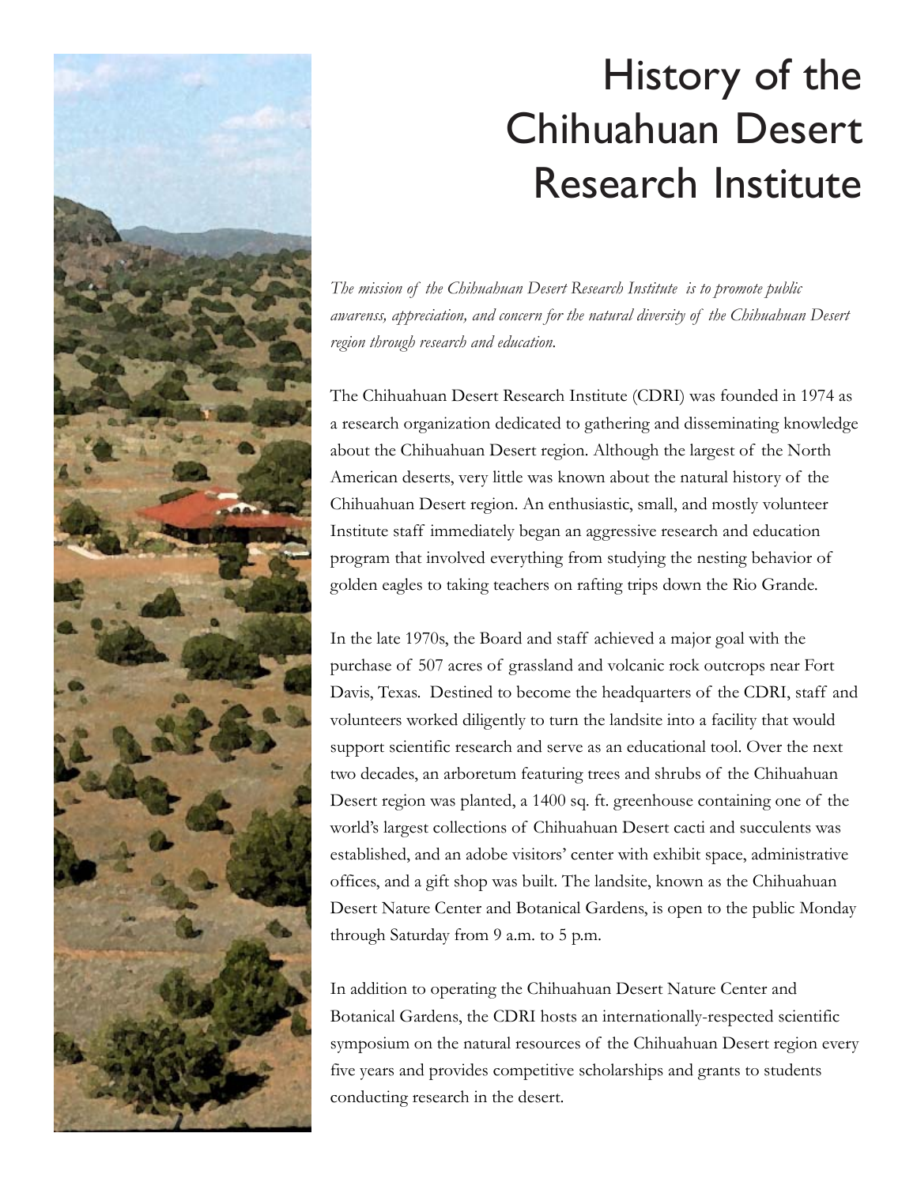# History of the Chihuahuan Desert Research Institute

*The mission of the Chihuahuan Desert Research Institute is to promote public awarenss, appreciation, and concern for the natural diversity of the Chihuahuan Desert region through research and education.*

The Chihuahuan Desert Research Institute (CDRI) was founded in 1974 as a research organization dedicated to gathering and disseminating knowledge about the Chihuahuan Desert region. Although the largest of the North American deserts, very little was known about the natural history of the Chihuahuan Desert region. An enthusiastic, small, and mostly volunteer Institute staff immediately began an aggressive research and education program that involved everything from studying the nesting behavior of golden eagles to taking teachers on rafting trips down the Rio Grande.

In the late 1970s, the Board and staff achieved a major goal with the purchase of 507 acres of grassland and volcanic rock outcrops near Fort Davis, Texas. Destined to become the headquarters of the CDRI, staff and volunteers worked diligently to turn the landsite into a facility that would support scientific research and serve as an educational tool. Over the next two decades, an arboretum featuring trees and shrubs of the Chihuahuan Desert region was planted, a 1400 sq. ft. greenhouse containing one of the world's largest collections of Chihuahuan Desert cacti and succulents was established, and an adobe visitors' center with exhibit space, administrative offices, and a gift shop was built. The landsite, known as the Chihuahuan Desert Nature Center and Botanical Gardens, is open to the public Monday through Saturday from 9 a.m. to 5 p.m.

In addition to operating the Chihuahuan Desert Nature Center and Botanical Gardens, the CDRI hosts an internationally-respected scientific symposium on the natural resources of the Chihuahuan Desert region every five years and provides competitive scholarships and grants to students conducting research in the desert.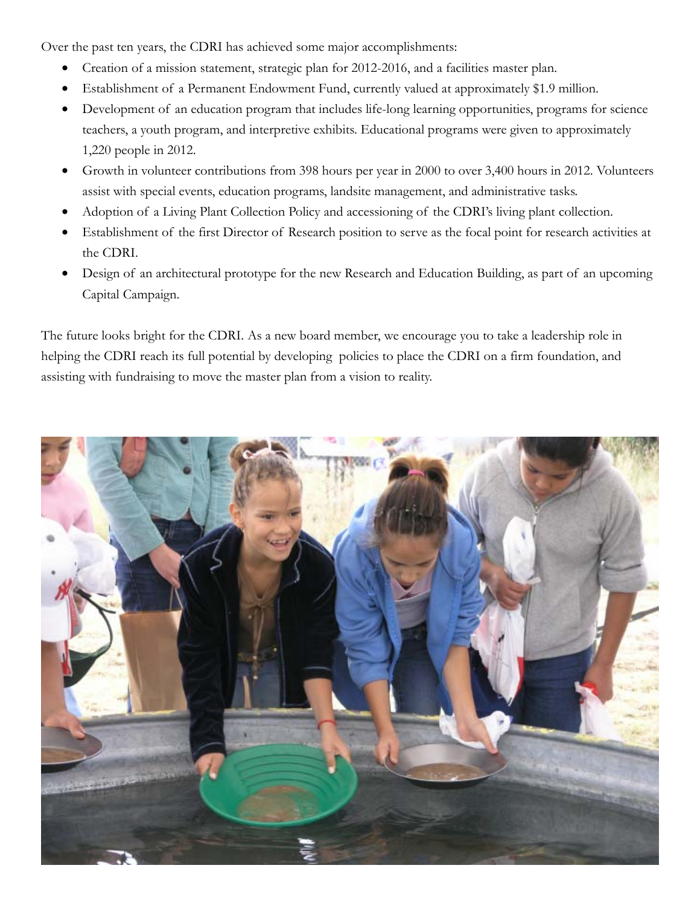Over the past ten years, the CDRI has achieved some major accomplishments:

- Creation of a mission statement, strategic plan for 2012-2016, and a facilities master plan.
- Establishment of a Permanent Endowment Fund, currently valued at approximately $1.9 million.
- Development of an education program that includes life-long learning opportunities, programs for science teachers, a youth program, and interpretive exhibits. Educational programs were given to approximately 1,220 people in 2012.
- Growth in volunteer contributions from 398 hours per year in 2000 to over 3,400 hours in 2012. Volunteers assist with special events, education programs, landsite management, and administrative tasks.
- Adoption of a Living Plant Collection Policy and accessioning of the CDRI's living plant collection.
- Establishment of the first Director of Research position to serve as the focal point for research activities at the CDRI.
- Design of an architectural prototype for the new Research and Education Building, as part of an upcoming Capital Campaign.

The future looks bright for the CDRI. As a new board member, we encourage you to take a leadership role in helping the CDRI reach its full potential by developing policies to place the CDRI on a firm foundation, and assisting with fundraising to move the master plan from a vision to reality.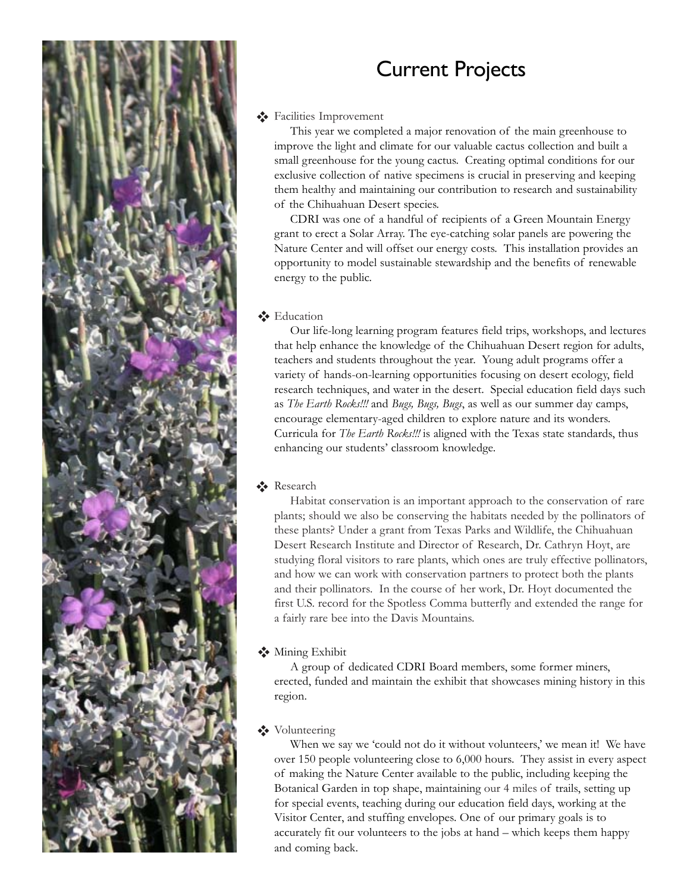# Current Projects

- Facilities Improvement

  This year we completed a major renovation of the main greenhouse to improve the light and climate for our valuable cactus collection and built a small greenhouse for the young cactus. Creating optimal conditions for our exclusive collection of native specimens is crucial in preserving and keeping them healthy and maintaining our contribution to research and sustainability of the Chihuahuan Desert species.

  CDRI was one of a handful of recipients of a Green Mountain Energy grant to erect a Solar Array. The eye-catching solar panels are powering the Nature Center and will offset our energy costs. This installation provides an opportunity to model sustainable stewardship and the benefits of renewable energy to the public.

- Education

  Our life-long learning program features field trips, workshops, and lectures that help enhance the knowledge of the Chihuahuan Desert region for adults, teachers and students throughout the year. Young adult programs offer a variety of hands-on-learning opportunities focusing on desert ecology, field research techniques, and water in the desert. Special education field days such as *The Earth Rocks!!!* and *Bugs, Bugs, Bugs*, as well as our summer day camps, encourage elementary-aged children to explore nature and its wonders. Curricula for *The Earth Rocks!!!* is aligned with the Texas state standards, thus enhancing our students' classroom knowledge.

- Research

  Habitat conservation is an important approach to the conservation of rare plants; should we also be conserving the habitats needed by the pollinators of these plants? Under a grant from Texas Parks and Wildlife, the Chihuahuan Desert Research Institute and Director of Research, Dr. Cathryn Hoyt, are studying floral visitors to rare plants, which ones are truly effective pollinators, and how we can work with conservation partners to protect both the plants and their pollinators. In the course of her work, Dr. Hoyt documented the first U.S. record for the Spotless Comma butterfly and extended the range for a fairly rare bee into the Davis Mountains.

- Mining Exhibit

  A group of dedicated CDRI Board members, some former miners, erected, funded and maintain the exhibit that showcases mining history in this region.

- Volunteering

  When we say we 'could not do it without volunteers,' we mean it! We have over 150 people volunteering close to 6,000 hours. They assist in every aspect of making the Nature Center available to the public, including keeping the Botanical Garden in top shape, maintaining our 4 miles of trails, setting up for special events, teaching during our education field days, working at the Visitor Center, and stuffing envelopes. One of our primary goals is to accurately fit our volunteers to the jobs at hand – which keeps them happy and coming back.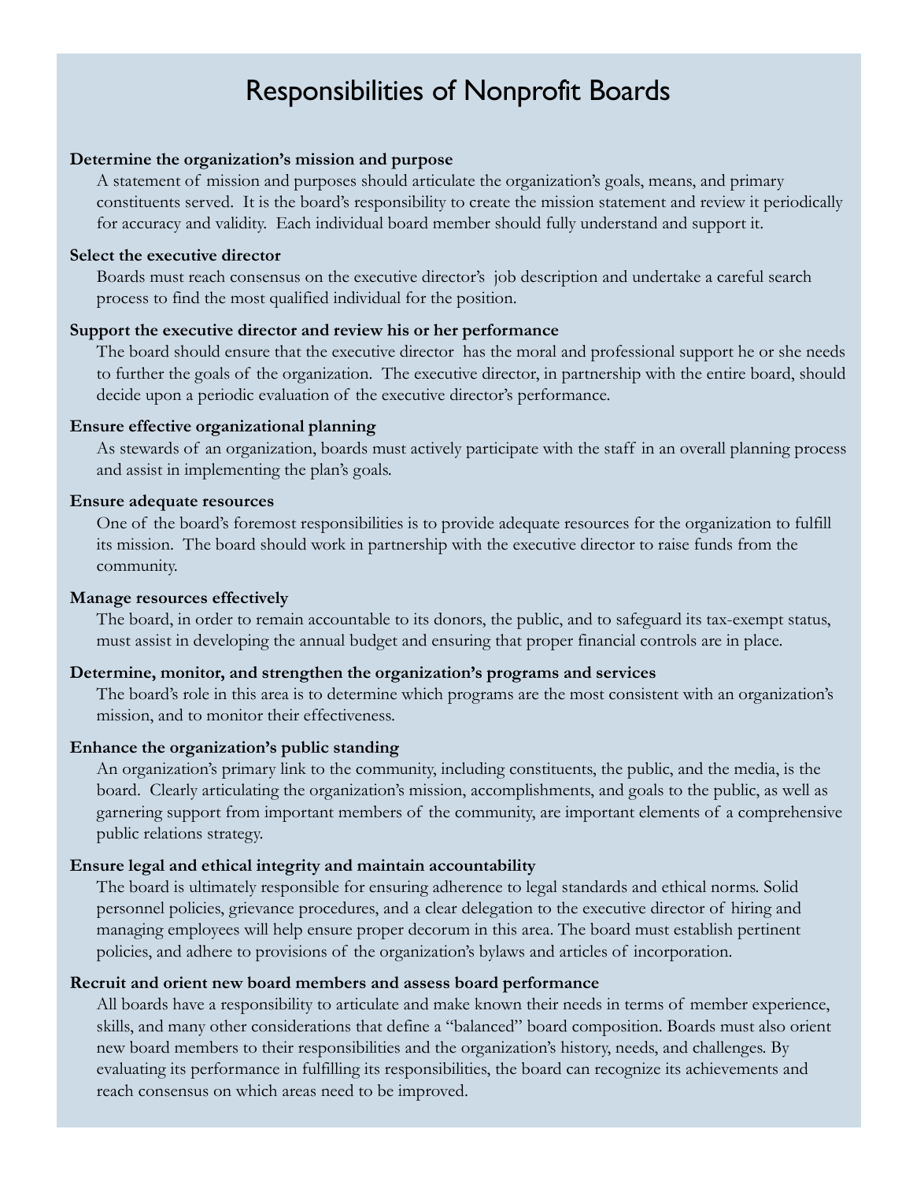# Responsibilities of Nonprofit Boards

**Determine the organization's mission and purpose**

A statement of mission and purposes should articulate the organization's goals, means, and primary constituents served. It is the board's responsibility to create the mission statement and review it periodically for accuracy and validity. Each individual board member should fully understand and support it.

**Select the executive director**

Boards must reach consensus on the executive director's job description and undertake a careful search process to find the most qualified individual for the position.

**Support the executive director and review his or her performance**

The board should ensure that the executive director has the moral and professional support he or she needs to further the goals of the organization. The executive director, in partnership with the entire board, should decide upon a periodic evaluation of the executive director's performance.

**Ensure effective organizational planning**

As stewards of an organization, boards must actively participate with the staff in an overall planning process and assist in implementing the plan's goals.

**Ensure adequate resources**

One of the board's foremost responsibilities is to provide adequate resources for the organization to fulfill its mission. The board should work in partnership with the executive director to raise funds from the community.

**Manage resources effectively**

The board, in order to remain accountable to its donors, the public, and to safeguard its tax-exempt status, must assist in developing the annual budget and ensuring that proper financial controls are in place.

**Determine, monitor, and strengthen the organization's programs and services**

The board's role in this area is to determine which programs are the most consistent with an organization's mission, and to monitor their effectiveness.

**Enhance the organization's public standing**

An organization's primary link to the community, including constituents, the public, and the media, is the board. Clearly articulating the organization's mission, accomplishments, and goals to the public, as well as garnering support from important members of the community, are important elements of a comprehensive public relations strategy.

**Ensure legal and ethical integrity and maintain accountability**

The board is ultimately responsible for ensuring adherence to legal standards and ethical norms. Solid personnel policies, grievance procedures, and a clear delegation to the executive director of hiring and managing employees will help ensure proper decorum in this area. The board must establish pertinent policies, and adhere to provisions of the organization's bylaws and articles of incorporation.

**Recruit and orient new board members and assess board performance**

All boards have a responsibility to articulate and make known their needs in terms of member experience, skills, and many other considerations that define a "balanced" board composition. Boards must also orient new board members to their responsibilities and the organization's history, needs, and challenges. By evaluating its performance in fulfilling its responsibilities, the board can recognize its achievements and reach consensus on which areas need to be improved.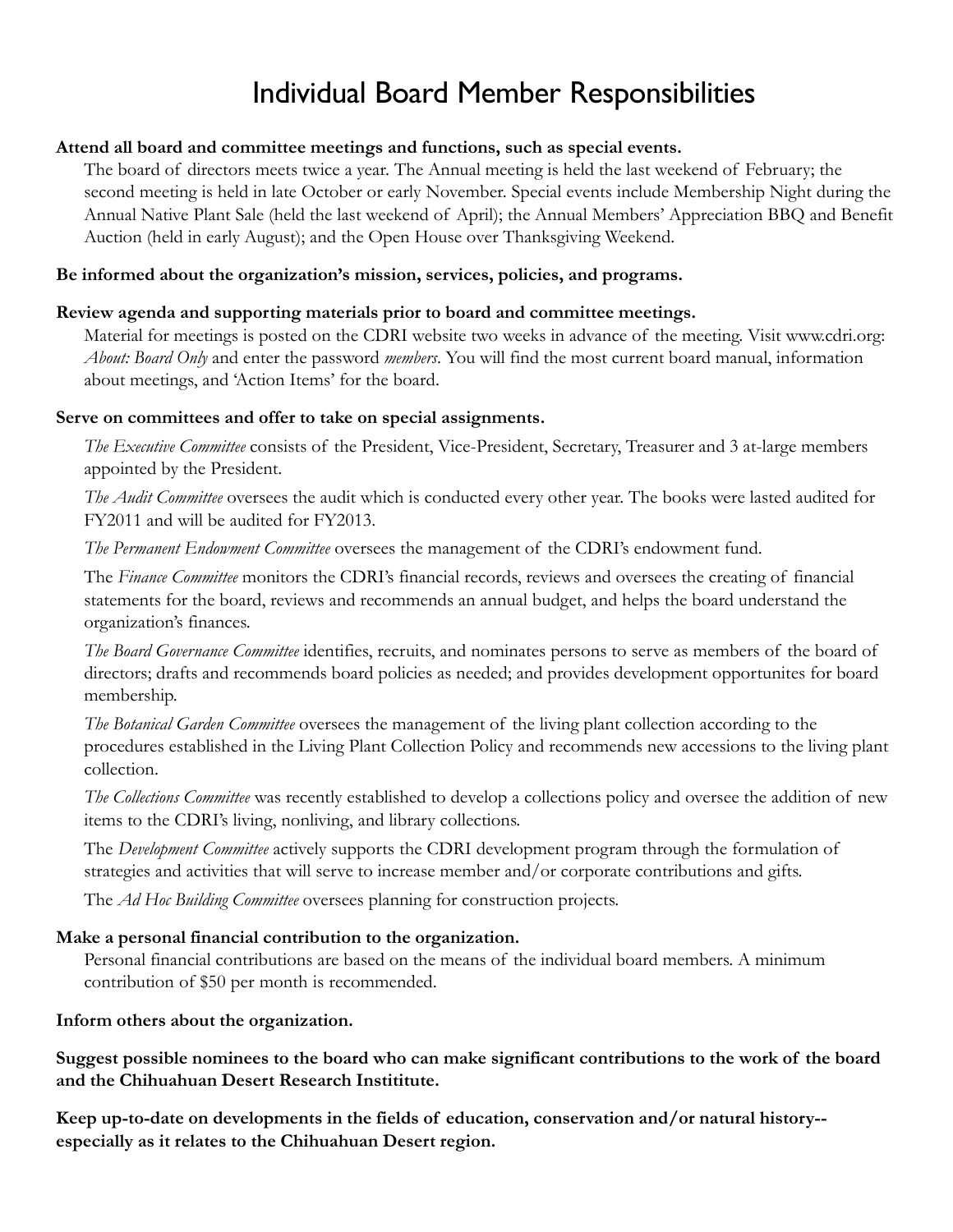# Individual Board Member Responsibilities

**Attend all board and committee meetings and functions, such as special events.**

The board of directors meets twice a year. The Annual meeting is held the last weekend of February; the second meeting is held in late October or early November. Special events include Membership Night during the Annual Native Plant Sale (held the last weekend of April); the Annual Members' Appreciation BBQ and Benefit Auction (held in early August); and the Open House over Thanksgiving Weekend.

**Be informed about the organization's mission, services, policies, and programs.**

**Review agenda and supporting materials prior to board and committee meetings.**

Material for meetings is posted on the CDRI website two weeks in advance of the meeting. Visit www.cdri.org: *About: Board Only* and enter the password *members*. You will find the most current board manual, information about meetings, and 'Action Items' for the board.

**Serve on committees and offer to take on special assignments.**

*The Executive Committee* consists of the President, Vice-President, Secretary, Treasurer and 3 at-large members appointed by the President.

*The Audit Committee* oversees the audit which is conducted every other year. The books were lasted audited for FY2011 and will be audited for FY2013.

*The Permanent Endowment Committee* oversees the management of the CDRI's endowment fund.

The *Finance Committee* monitors the CDRI's financial records, reviews and oversees the creating of financial statements for the board, reviews and recommends an annual budget, and helps the board understand the organization's finances.

*The Board Governance Committee* identifies, recruits, and nominates persons to serve as members of the board of directors; drafts and recommends board policies as needed; and provides development opportunites for board membership.

*The Botanical Garden Committee* oversees the management of the living plant collection according to the procedures established in the Living Plant Collection Policy and recommends new accessions to the living plant collection.

*The Collections Committee* was recently established to develop a collections policy and oversee the addition of new items to the CDRI's living, nonliving, and library collections.

The *Development Committee* actively supports the CDRI development program through the formulation of strategies and activities that will serve to increase member and/or corporate contributions and gifts.

The *Ad Hoc Building Committee* oversees planning for construction projects.

**Make a personal financial contribution to the organization.**

Personal financial contributions are based on the means of the individual board members. A minimum contribution of $50 per month is recommended.

**Inform others about the organization.**

**Suggest possible nominees to the board who can make significant contributions to the work of the board and the Chihuahuan Desert Research Instititute.**

**Keep up-to-date on developments in the fields of education, conservation and/or natural history--especially as it relates to the Chihuahuan Desert region.**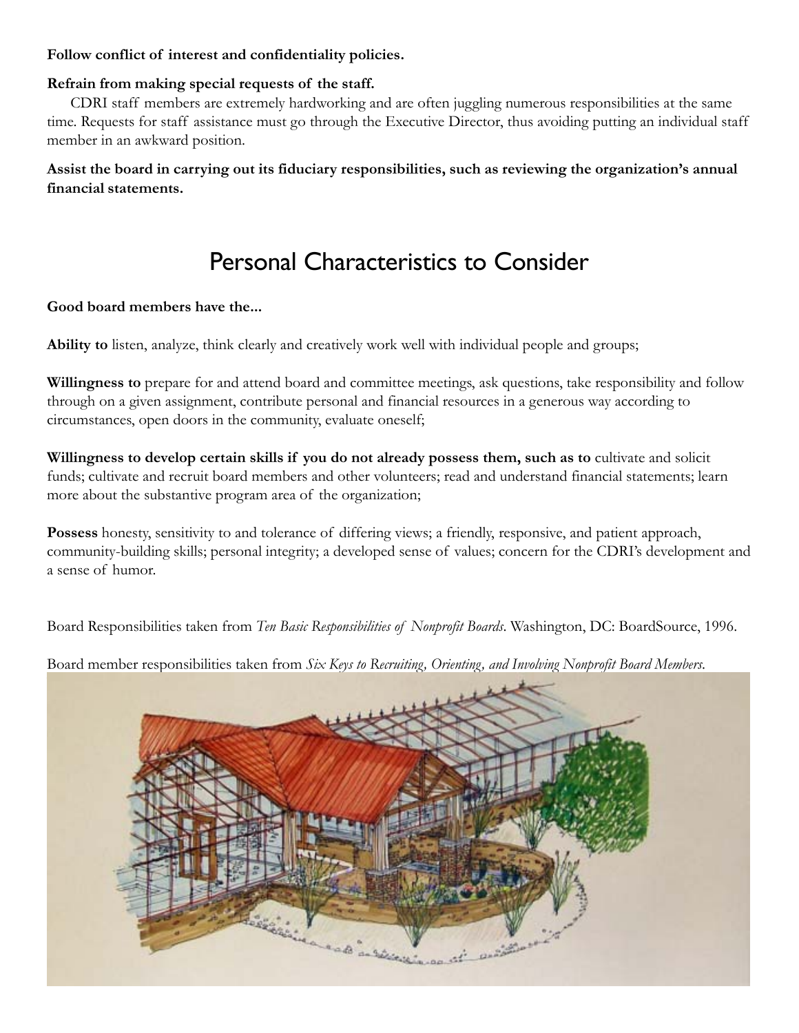**Follow conflict of interest and confidentiality policies.**

**Refrain from making special requests of the staff.**

CDRI staff members are extremely hardworking and are often juggling numerous responsibilities at the same time. Requests for staff assistance must go through the Executive Director, thus avoiding putting an individual staff member in an awkward position.

**Assist the board in carrying out its fiduciary responsibilities, such as reviewing the organization's annual financial statements.**

# Personal Characteristics to Consider

**Good board members have the...**

**Ability to** listen, analyze, think clearly and creatively work well with individual people and groups;

**Willingness to** prepare for and attend board and committee meetings, ask questions, take responsibility and follow through on a given assignment, contribute personal and financial resources in a generous way according to circumstances, open doors in the community, evaluate oneself;

**Willingness to develop certain skills if you do not already possess them, such as to** cultivate and solicit funds; cultivate and recruit board members and other volunteers; read and understand financial statements; learn more about the substantive program area of the organization;

**Possess** honesty, sensitivity to and tolerance of differing views; a friendly, responsive, and patient approach, community-building skills; personal integrity; a developed sense of values; concern for the CDRI's development and a sense of humor.

Board Responsibilities taken from *Ten Basic Responsibilities of Nonprofit Boards*. Washington, DC: BoardSource, 1996.

Board member responsibilities taken from *Six Keys to Recruiting, Orienting, and Involving Nonprofit Board Members.*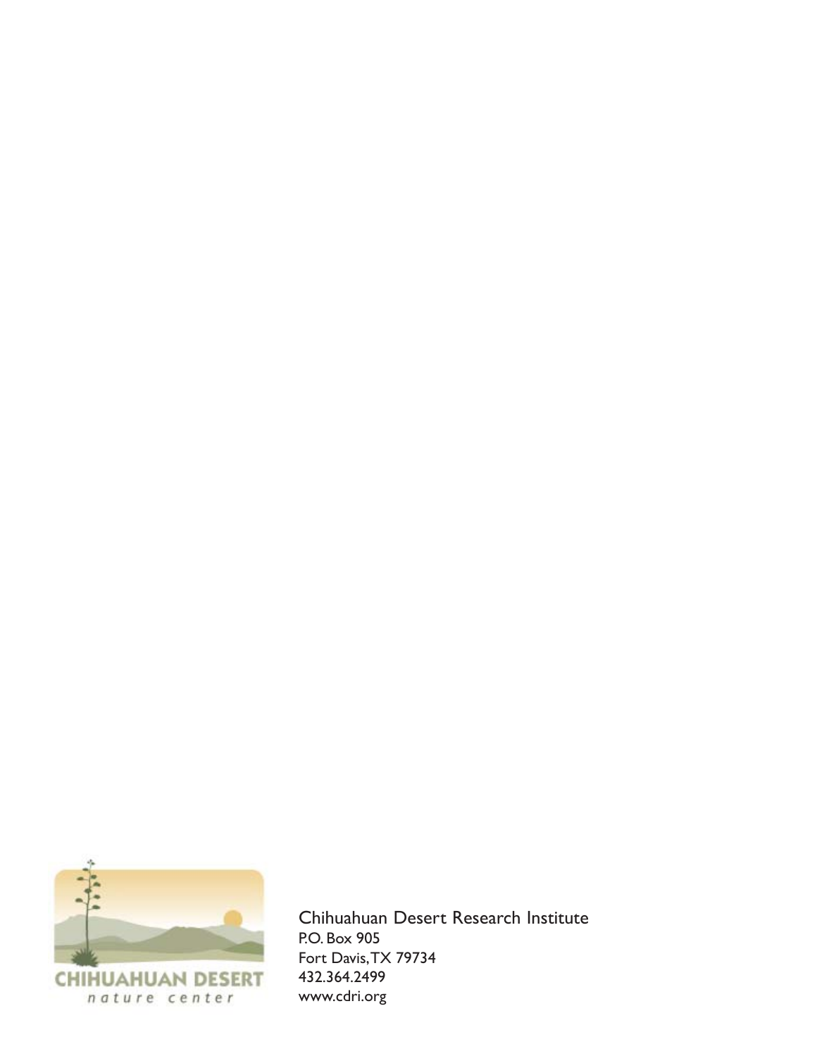CHIHUAHUAN DESERT

nature center

Chihuahuan Desert Research Institute

P.O. Box 905

Fort Davis, TX 79734

432.364.2499

www.cdri.org